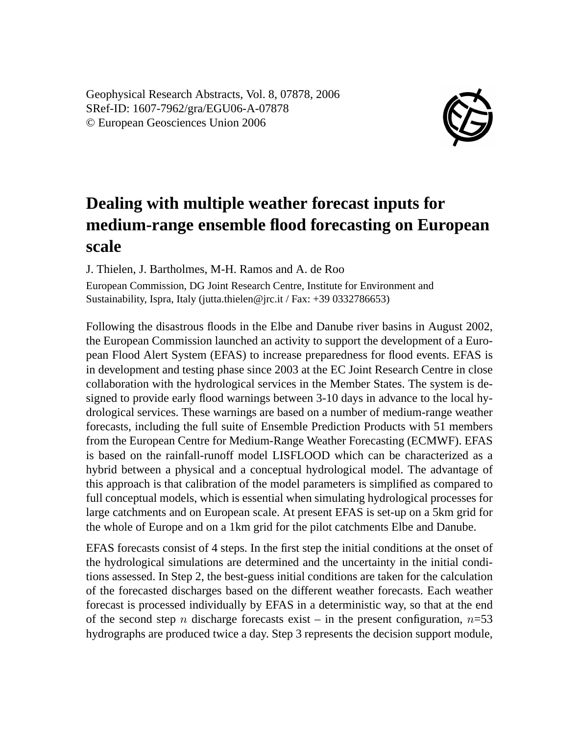Geophysical Research Abstracts, Vol. 8, 07878, 2006
SRef-ID: 1607-7962/gra/EGU06-A-07878
© European Geosciences Union 2006

# Dealing with multiple weather forecast inputs for medium-range ensemble flood forecasting on European scale

J. Thielen, J. Bartholmes, M-H. Ramos and A. de Roo

European Commission, DG Joint Research Centre, Institute for Environment and Sustainability, Ispra, Italy (jutta.thielen@jrc.it / Fax: +39 0332786653)

Following the disastrous floods in the Elbe and Danube river basins in August 2002, the European Commission launched an activity to support the development of a European Flood Alert System (EFAS) to increase preparedness for flood events. EFAS is in development and testing phase since 2003 at the EC Joint Research Centre in close collaboration with the hydrological services in the Member States. The system is designed to provide early flood warnings between 3-10 days in advance to the local hydrological services. These warnings are based on a number of medium-range weather forecasts, including the full suite of Ensemble Prediction Products with 51 members from the European Centre for Medium-Range Weather Forecasting (ECMWF). EFAS is based on the rainfall-runoff model LISFLOOD which can be characterized as a hybrid between a physical and a conceptual hydrological model. The advantage of this approach is that calibration of the model parameters is simplified as compared to full conceptual models, which is essential when simulating hydrological processes for large catchments and on European scale. At present EFAS is set-up on a 5km grid for the whole of Europe and on a 1km grid for the pilot catchments Elbe and Danube.

EFAS forecasts consist of 4 steps. In the first step the initial conditions at the onset of the hydrological simulations are determined and the uncertainty in the initial conditions assessed. In Step 2, the best-guess initial conditions are taken for the calculation of the forecasted discharges based on the different weather forecasts. Each weather forecast is processed individually by EFAS in a deterministic way, so that at the end of the second step $n$ discharge forecasts exist – in the present configuration, $n$=53 hydrographs are produced twice a day. Step 3 represents the decision support module,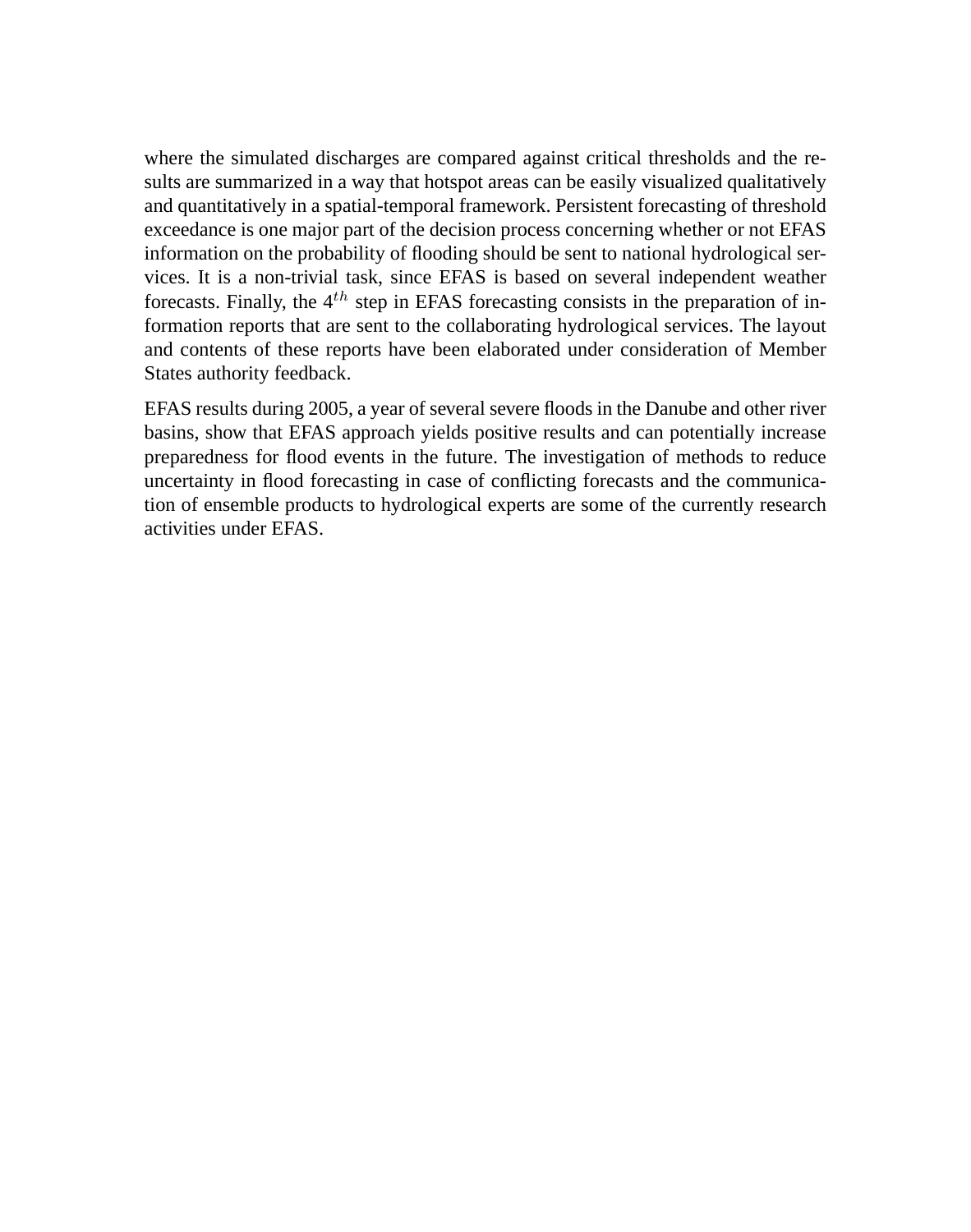where the simulated discharges are compared against critical thresholds and the results are summarized in a way that hotspot areas can be easily visualized qualitatively and quantitatively in a spatial-temporal framework. Persistent forecasting of threshold exceedance is one major part of the decision process concerning whether or not EFAS information on the probability of flooding should be sent to national hydrological services. It is a non-trivial task, since EFAS is based on several independent weather forecasts. Finally, the $4^{th}$ step in EFAS forecasting consists in the preparation of information reports that are sent to the collaborating hydrological services. The layout and contents of these reports have been elaborated under consideration of Member States authority feedback.

EFAS results during 2005, a year of several severe floods in the Danube and other river basins, show that EFAS approach yields positive results and can potentially increase preparedness for flood events in the future. The investigation of methods to reduce uncertainty in flood forecasting in case of conflicting forecasts and the communication of ensemble products to hydrological experts are some of the currently research activities under EFAS.